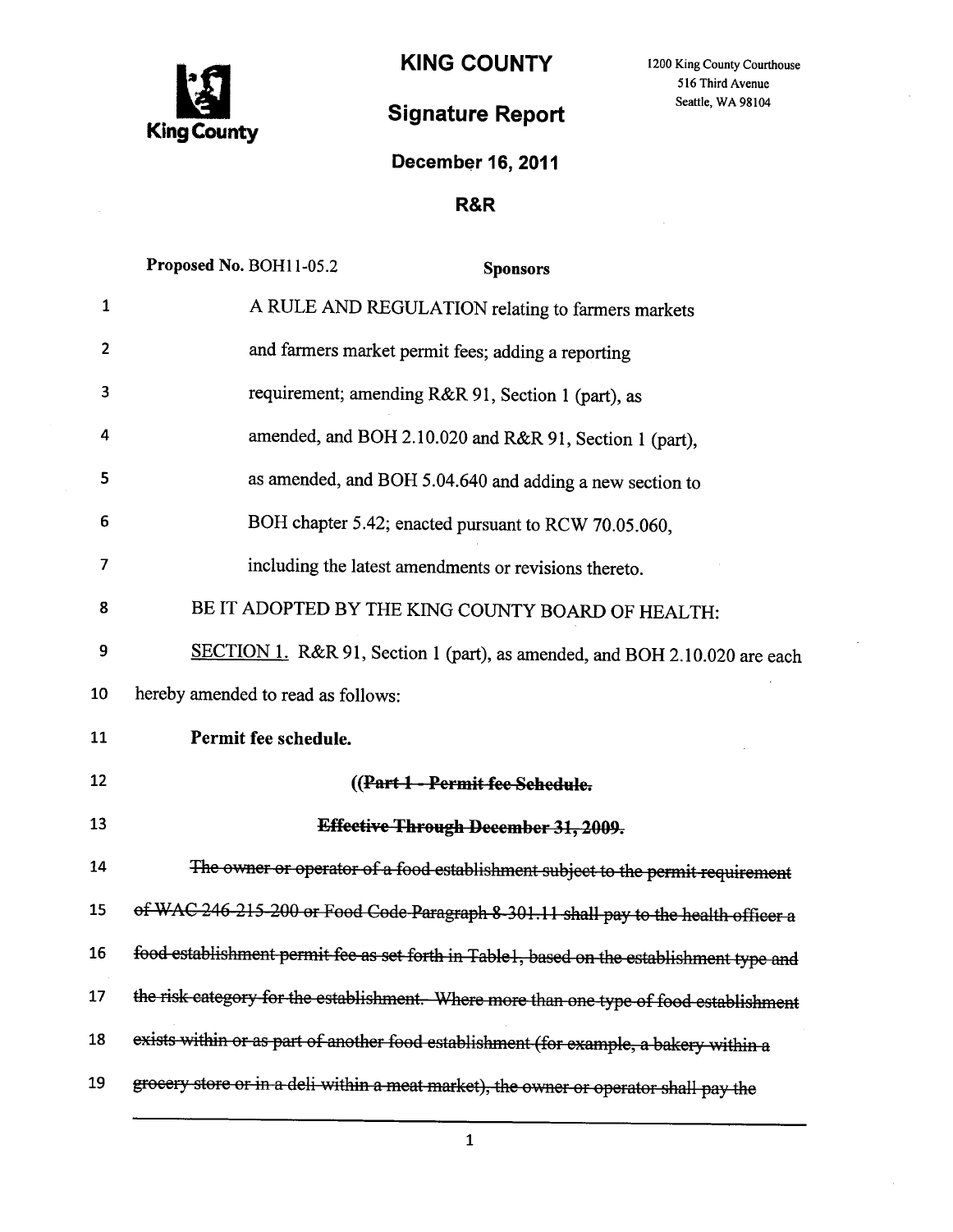**KING COUNTY**

1200 King County Courthouse
516 Third Avenue
Seattle, WA 98104

King County

# Signature Report

**December 16, 2011**

**R&R**

**Proposed No.** BOH11-05.2 **Sponsors**

1 A RULE AND REGULATION relating to farmers markets
2 and farmers market permit fees; adding a reporting
3 requirement; amending R&R 91, Section 1 (part), as
4 amended, and BOH 2.10.020 and R&R 91, Section 1 (part),
5 as amended, and BOH 5.04.640 and adding a new section to
6 BOH chapter 5.42; enacted pursuant to RCW 70.05.060,
7 including the latest amendments or revisions thereto.

8 BE IT ADOPTED BY THE KING COUNTY BOARD OF HEALTH:

9 SECTION 1. R&R 91, Section 1 (part), as amended, and BOH 2.10.020 are each
10 hereby amended to read as follows:

11 **Permit fee schedule.**

12 ((~~**Part 1 - Permit fee Schedule.**~~

13 ~~**Effective Through December 31, 2009.**~~

14 ~~The owner or operator of a food establishment subject to the permit requirement~~
15 ~~of WAC 246-215-200 or Food Code Paragraph 8-301.11 shall pay to the health officer a~~
16 ~~food establishment permit fee as set forth in Table1, based on the establishment type and~~
17 ~~the risk category for the establishment. Where more than one type of food establishment~~
18 ~~exists within or as part of another food establishment (for example, a bakery within a~~
19 ~~grocery store or in a deli within a meat market), the owner or operator shall pay the~~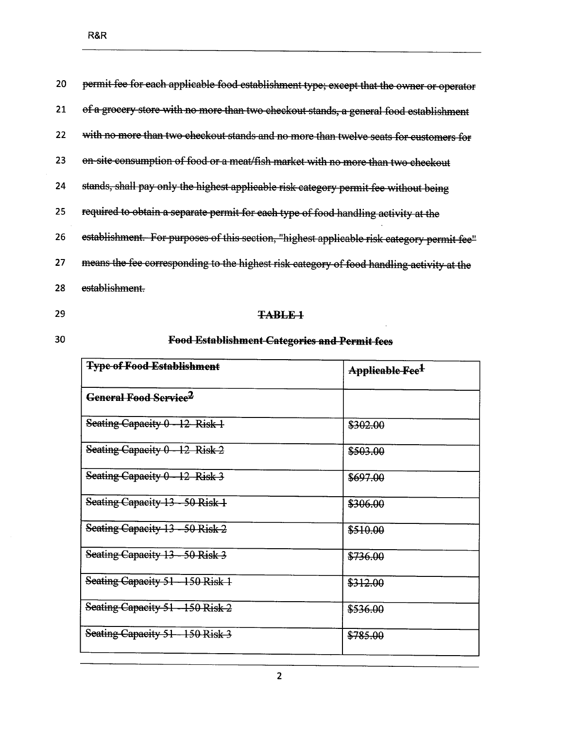~~permit fee for each applicable food establishment type; except that the owner or operator of a grocery store with no more than two checkout stands, a general food establishment with no more than two checkout stands and no more than twelve seats for customers for on-site consumption of food or a meat/fish market with no more than two checkout stands, shall pay only the highest applicable risk category permit fee without being required to obtain a separate permit for each type of food handling activity at the establishment. For purposes of this section, "highest applicable risk category permit fee" means the fee corresponding to the highest risk category of food handling activity at the establishment.~~

**~~TABLE 1~~**

**~~Food Establishment Categories and Permit fees~~**

| ~~**Type of Food Establishment**~~ | ~~**Applicable Fee[1]**~~ |
|---|---|
| ~~**General Food Service[2]**~~ | |
| ~~Seating Capacity 0 - 12 Risk 1~~ | ~~$302.00~~ |
| ~~Seating Capacity 0 - 12 Risk 2~~ | ~~$503.00~~ |
| ~~Seating Capacity 0 - 12 Risk 3~~ | ~~$697.00~~ |
| ~~Seating Capacity 13 - 50 Risk 1~~ | ~~$306.00~~ |
| ~~Seating Capacity 13 - 50 Risk 2~~ | ~~$510.00~~ |
| ~~Seating Capacity 13 - 50 Risk 3~~ | ~~$736.00~~ |
| ~~Seating Capacity 51 - 150 Risk 1~~ | ~~$312.00~~ |
| ~~Seating Capacity 51 - 150 Risk 2~~ | ~~$536.00~~ |
| ~~Seating Capacity 51 - 150 Risk 3~~ | ~~$785.00~~ |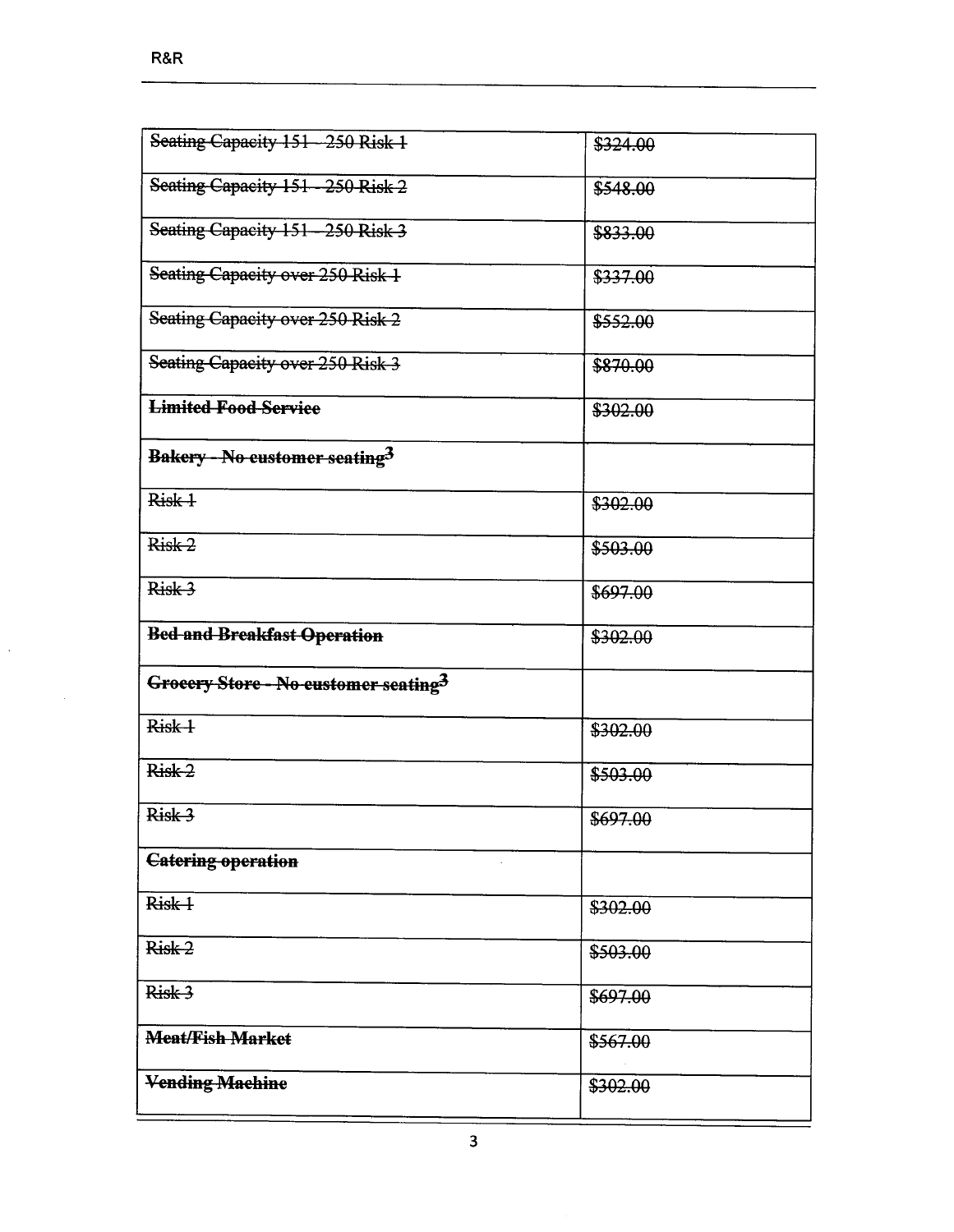| ~~Seating Capacity 151 - 250 Risk 1~~ | ~~$324.00~~ |
|---|---|
| ~~Seating Capacity 151 - 250 Risk 2~~ | ~~$548.00~~ |
| ~~Seating Capacity 151 - 250 Risk 3~~ | ~~$833.00~~ |
| ~~Seating Capacity over 250 Risk 1~~ | ~~$337.00~~ |
| ~~Seating Capacity over 250 Risk 2~~ | ~~$552.00~~ |
| ~~Seating Capacity over 250 Risk 3~~ | ~~$870.00~~ |
| **~~Limited Food Service~~** | ~~$302.00~~ |
| **~~Bakery - No customer seating~~**[3] | |
| ~~Risk 1~~ | ~~$302.00~~ |
| ~~Risk 2~~ | ~~$503.00~~ |
| ~~Risk 3~~ | ~~$697.00~~ |
| **~~Bed and Breakfast Operation~~** | ~~$302.00~~ |
| **~~Grocery Store - No customer seating~~**[3] | |
| ~~Risk 1~~ | ~~$302.00~~ |
| ~~Risk 2~~ | ~~$503.00~~ |
| ~~Risk 3~~ | ~~$697.00~~ |
| **~~Catering operation~~** | |
| ~~Risk 1~~ | ~~$302.00~~ |
| ~~Risk 2~~ | ~~$503.00~~ |
| ~~Risk 3~~ | ~~$697.00~~ |
| **~~Meat/Fish Market~~** | ~~$567.00~~ |
| **~~Vending Machine~~** | ~~$302.00~~ |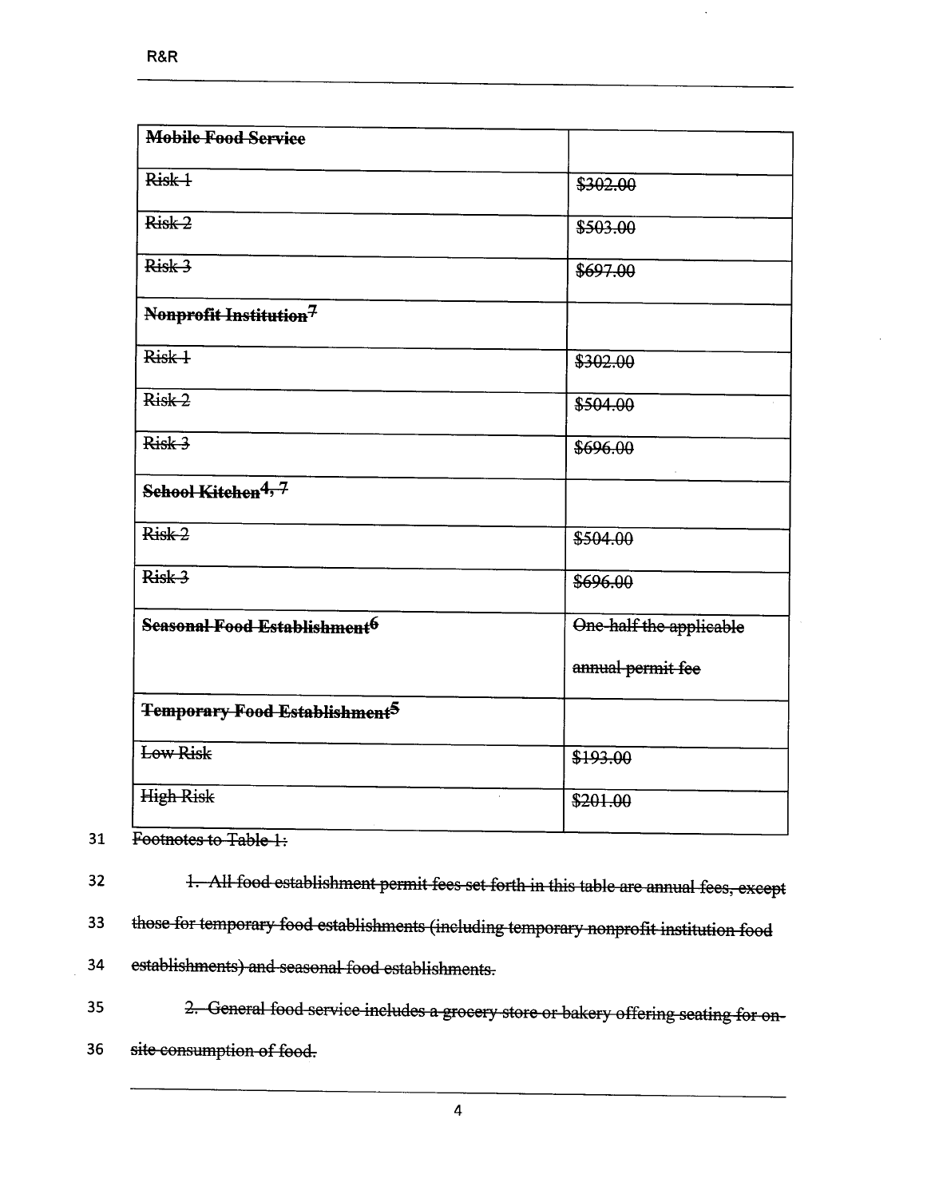| ~~**Mobile Food Service**~~ | |
|---|---|
| ~~Risk 1~~ | ~~$302.00~~ |
| ~~Risk 2~~ | ~~$503.00~~ |
| ~~Risk 3~~ | ~~$697.00~~ |
| ~~**Nonprofit Institution**[7]~~ | |
| ~~Risk 1~~ | ~~$302.00~~ |
| ~~Risk 2~~ | ~~$504.00~~ |
| ~~Risk 3~~ | ~~$696.00~~ |
| ~~**School Kitchen**[4, 7]~~ | |
| ~~Risk 2~~ | ~~$504.00~~ |
| ~~Risk 3~~ | ~~$696.00~~ |
| ~~**Seasonal Food Establishment**[6]~~ | ~~One-half the applicable annual permit fee~~ |
| ~~**Temporary Food Establishment**[5]~~ | |
| ~~Low Risk~~ | ~~$193.00~~ |
| ~~High Risk~~ | ~~$201.00~~ |

31 ~~Footnotes to Table 1:~~

32 ~~1. All food establishment permit fees set forth in this table are annual fees, except~~

33 ~~those for temporary food establishments (including temporary nonprofit institution food~~

34 ~~establishments) and seasonal food establishments.~~

35 ~~2. General food service includes a grocery store or bakery offering seating for on-~~

36 ~~site consumption of food.~~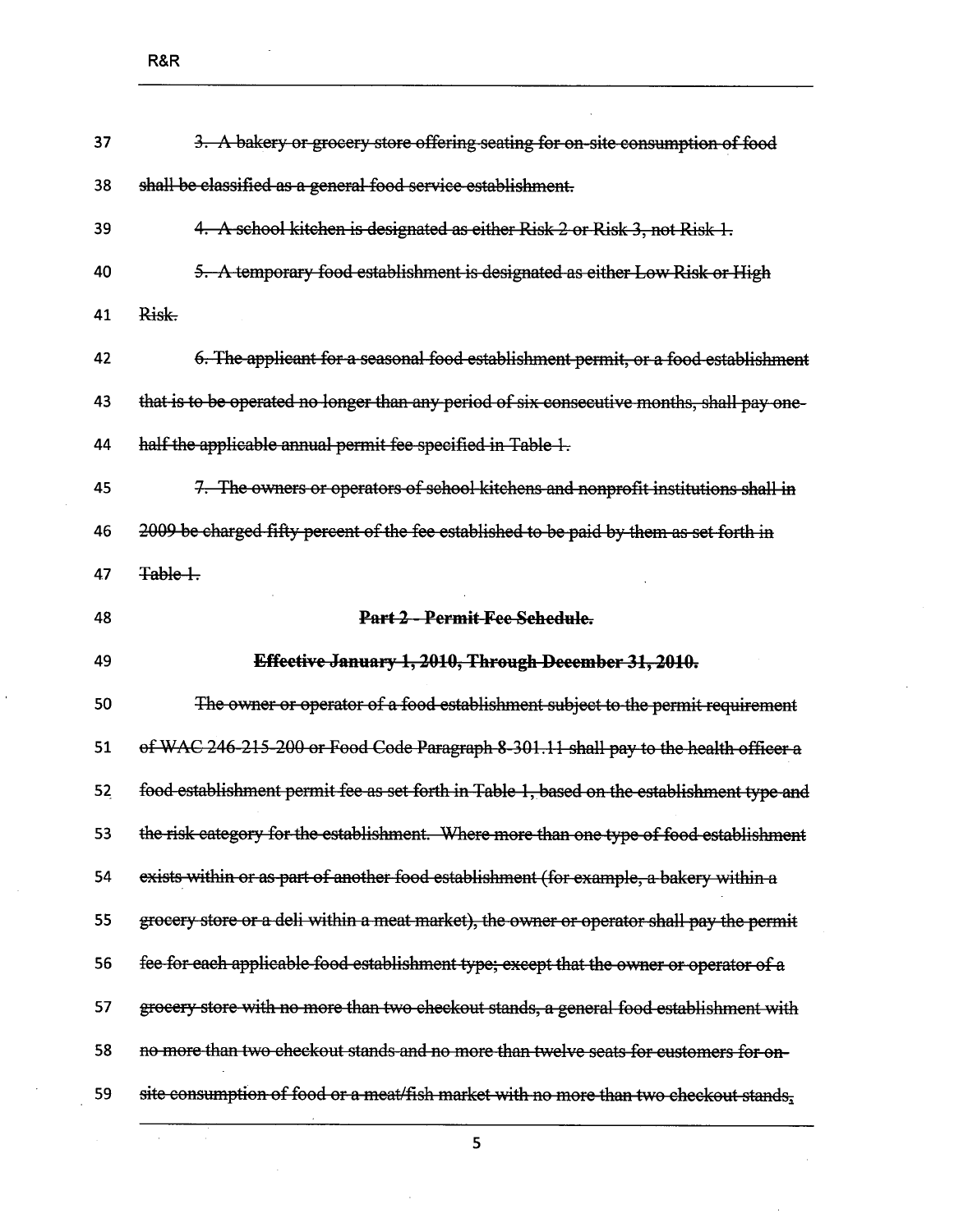~~3. A bakery or grocery store offering seating for on-site consumption of food shall be classified as a general food service establishment.~~

~~4. A school kitchen is designated as either Risk 2 or Risk 3, not Risk 1.~~

~~5. A temporary food establishment is designated as either Low Risk or High Risk.~~

~~6. The applicant for a seasonal food establishment permit, or a food establishment that is to be operated no longer than any period of six consecutive months, shall pay one-half the applicable annual permit fee specified in Table 1.~~

~~7. The owners or operators of school kitchens and nonprofit institutions shall in 2009 be charged fifty percent of the fee established to be paid by them as set forth in Table 1.~~

**~~Part 2 - Permit Fee Schedule.~~**

**~~Effective January 1, 2010, Through December 31, 2010.~~**

~~The owner or operator of a food establishment subject to the permit requirement of WAC 246-215-200 or Food Code Paragraph 8-301.11 shall pay to the health officer a food establishment permit fee as set forth in Table 1, based on the establishment type and the risk category for the establishment. Where more than one type of food establishment exists within or as part of another food establishment (for example, a bakery within a grocery store or a deli within a meat market), the owner or operator shall pay the permit fee for each applicable food establishment type; except that the owner or operator of a grocery store with no more than two checkout stands, a general food establishment with no more than two checkout stands and no more than twelve seats for customers for on-site consumption of food or a meat/fish market with no more than two checkout stands,~~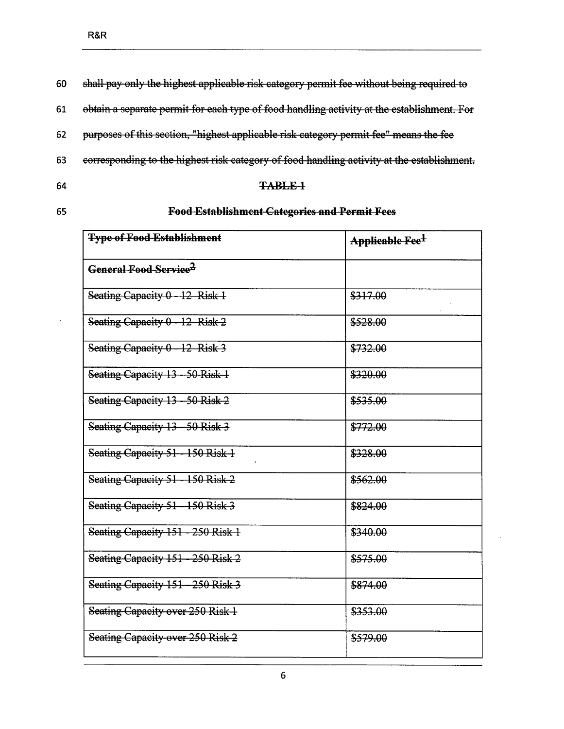60 shall pay only the highest applicable risk category permit fee without being required to

61 obtain a separate permit for each type of food handling activity at the establishment. For

62 purposes of this section, "highest applicable risk category permit fee" means the fee

63 corresponding to the highest risk category of food handling activity at the establishment.

64 **TABLE 1**

65 **Food Establishment Categories and Permit Fees**

| **Type of Food Establishment** | **Applicable Fee[1]** |
|---|---|
| **General Food Service[2]** | |
| Seating Capacity 0 - 12 Risk 1 | $317.00 |
| Seating Capacity 0 - 12 Risk 2 | $528.00 |
| Seating Capacity 0 - 12 Risk 3 | $732.00 |
| Seating Capacity 13 - 50 Risk 1 | $320.00 |
| Seating Capacity 13 - 50 Risk 2 | $535.00 |
| Seating Capacity 13 - 50 Risk 3 | $772.00 |
| Seating Capacity 51 - 150 Risk 1 | $328.00 |
| Seating Capacity 51 - 150 Risk 2 | $562.00 |
| Seating Capacity 51 - 150 Risk 3 | $824.00 |
| Seating Capacity 151 - 250 Risk 1 | $340.00 |
| Seating Capacity 151 - 250 Risk 2 | $575.00 |
| Seating Capacity 151 - 250 Risk 3 | $874.00 |
| Seating Capacity over 250 Risk 1 | $353.00 |
| Seating Capacity over 250 Risk 2 | $579.00 |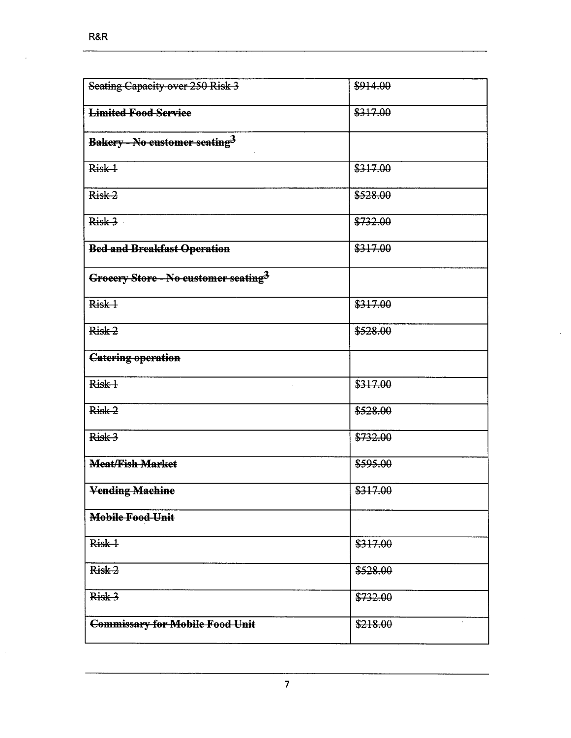| ~~Seating Capacity over 250 Risk 3~~ | ~~$914.00~~ |
|---|---|
| ~~**Limited Food Service**~~ | ~~$317.00~~ |
| ~~**Bakery - No customer seating**~~[3] | |
| ~~Risk 1~~ | ~~$317.00~~ |
| ~~Risk 2~~ | ~~$528.00~~ |
| ~~Risk 3~~ | ~~$732.00~~ |
| ~~**Bed and Breakfast Operation**~~ | ~~$317.00~~ |
| ~~**Grocery Store - No customer seating**~~[3] | |
| ~~Risk 1~~ | ~~$317.00~~ |
| ~~Risk 2~~ | ~~$528.00~~ |
| ~~**Catering operation**~~ | |
| ~~Risk 1~~ | ~~$317.00~~ |
| ~~Risk 2~~ | ~~$528.00~~ |
| ~~Risk 3~~ | ~~$732.00~~ |
| ~~**Meat/Fish Market**~~ | ~~$595.00~~ |
| ~~**Vending Machine**~~ | ~~$317.00~~ |
| ~~**Mobile Food Unit**~~ | |
| ~~Risk 1~~ | ~~$317.00~~ |
| ~~Risk 2~~ | ~~$528.00~~ |
| ~~Risk 3~~ | ~~$732.00~~ |
| ~~**Commissary for Mobile Food Unit**~~ | ~~$218.00~~ |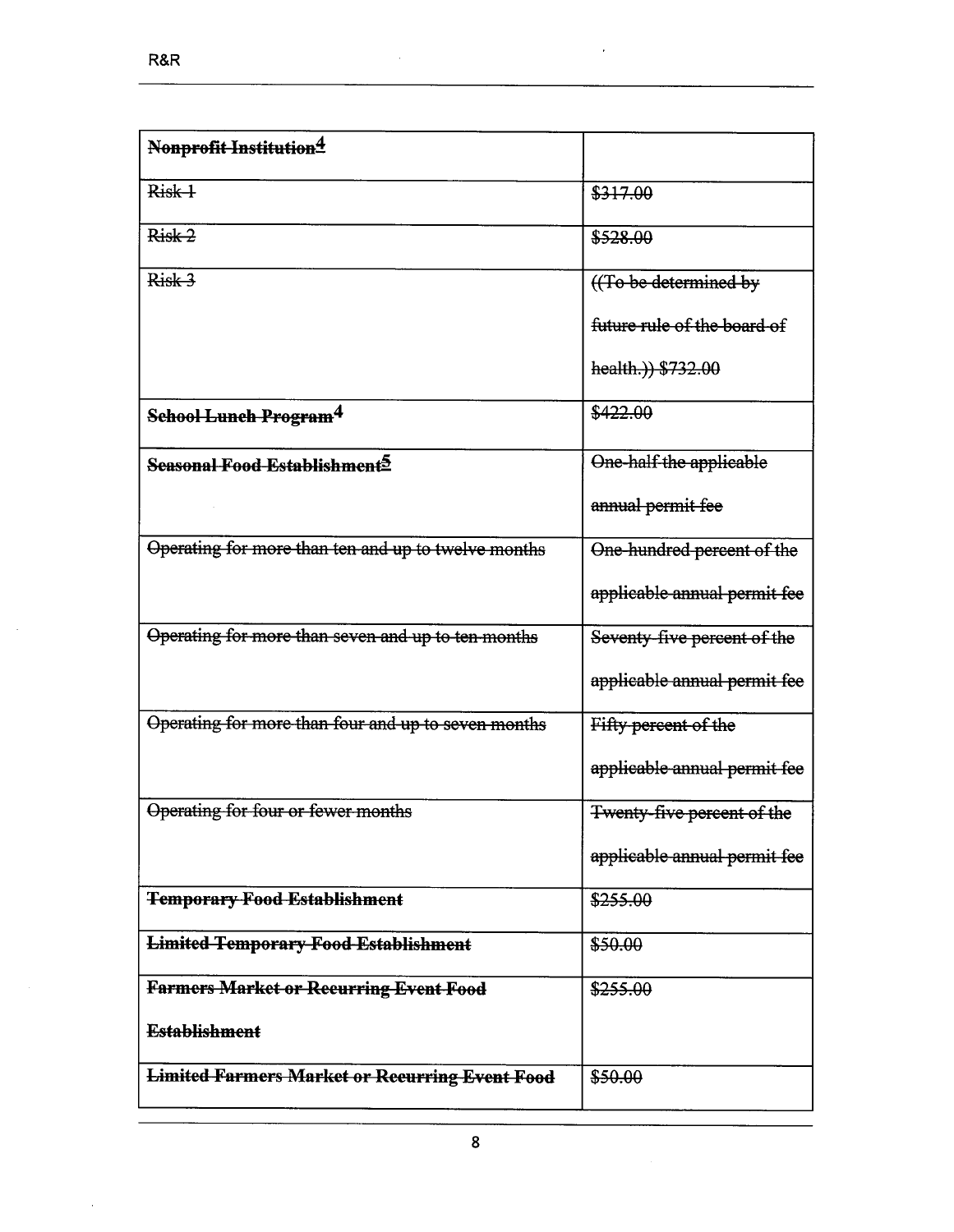| ~~**Nonprofit Institution**[4]~~ | |
|---|---|
| ~~Risk 1~~ | ~~$317.00~~ |
| ~~Risk 2~~ | ~~$528.00~~ |
| ~~Risk 3~~ | ~~((To be determined by future rule of the board of health.)) $732.00~~ |
| ~~**School Lunch Program**[4]~~ | ~~$422.00~~ |
| ~~**Seasonal Food Establishment**[5]~~ | ~~One-half the applicable annual permit fee~~ |
| ~~Operating for more than ten and up to twelve months~~ | ~~One-hundred percent of the applicable annual permit fee~~ |
| ~~Operating for more than seven and up to ten months~~ | ~~Seventy-five percent of the applicable annual permit fee~~ |
| ~~Operating for more than four and up to seven months~~ | ~~Fifty percent of the applicable annual permit fee~~ |
| ~~Operating for four or fewer months~~ | ~~Twenty-five percent of the applicable annual permit fee~~ |
| ~~**Temporary Food Establishment**~~ | ~~$255.00~~ |
| ~~**Limited Temporary Food Establishment**~~ | ~~$50.00~~ |
| ~~**Farmers Market or Recurring Event Food Establishment**~~ | ~~$255.00~~ |
| ~~**Limited Farmers Market or Recurring Event Food**~~ | ~~$50.00~~ |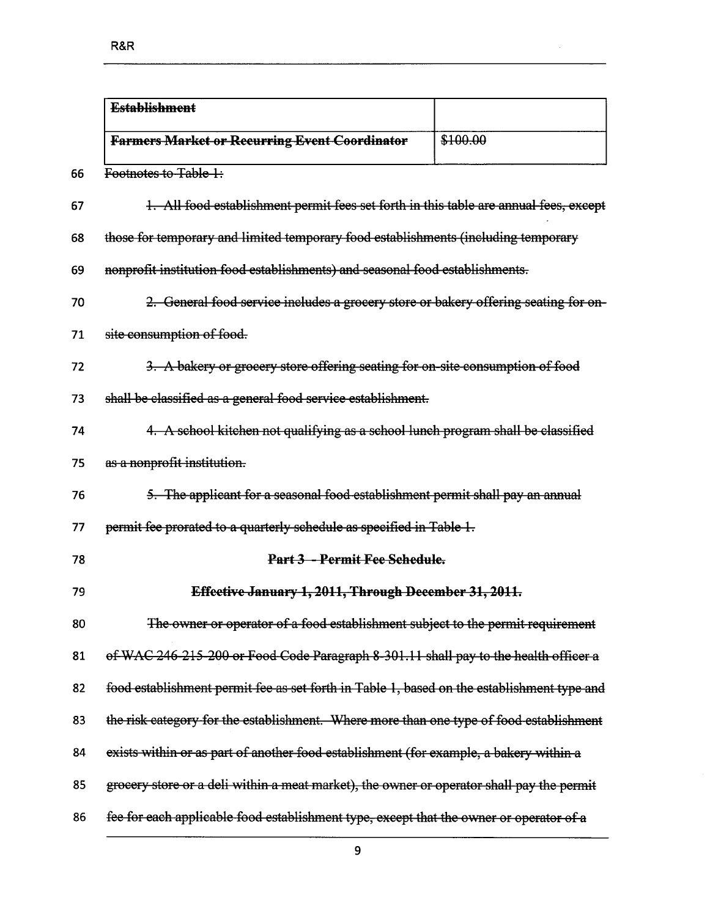| ~~Establishment~~ | |
|---|---|
| ~~Farmers Market or Recurring Event Coordinator~~ | ~~$100.00~~ |

66 ~~Footnotes to Table 1:~~

67 ~~1. All food establishment permit fees set forth in this table are annual fees, except~~

68 ~~those for temporary and limited temporary food establishments (including temporary~~

69 ~~nonprofit institution food establishments) and seasonal food establishments.~~

70 ~~2. General food service includes a grocery store or bakery offering seating for on-~~

71 ~~site consumption of food.~~

72 ~~3. A bakery or grocery store offering seating for on-site consumption of food~~

73 ~~shall be classified as a general food service establishment.~~

74 ~~4. A school kitchen not qualifying as a school lunch program shall be classified~~

75 ~~as a nonprofit institution.~~

76 ~~5. The applicant for a seasonal food establishment permit shall pay an annual~~

77 ~~permit fee prorated to a quarterly schedule as specified in Table 1.~~

78 **~~Part 3 - Permit Fee Schedule.~~**

79 **~~Effective January 1, 2011, Through December 31, 2011.~~**

80 ~~The owner or operator of a food establishment subject to the permit requirement~~

81 ~~of WAC 246-215-200 or Food Code Paragraph 8-301.11 shall pay to the health officer a~~

82 ~~food establishment permit fee as set forth in Table 1, based on the establishment type and~~

83 ~~the risk category for the establishment. Where more than one type of food establishment~~

84 ~~exists within or as part of another food establishment (for example, a bakery within a~~

85 ~~grocery store or a deli within a meat market), the owner or operator shall pay the permit~~

86 ~~fee for each applicable food establishment type, except that the owner or operator of a~~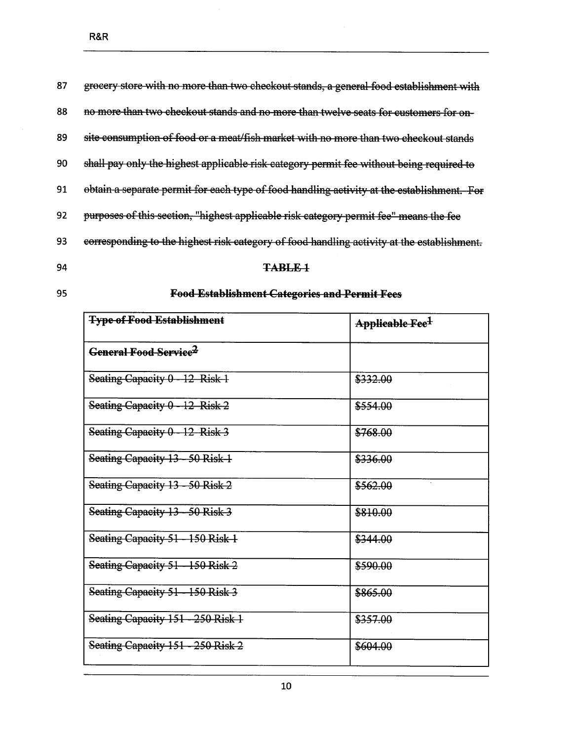87 ~~grocery store with no more than two checkout stands, a general food establishment with~~

88 ~~no more than two checkout stands and no more than twelve seats for customers for on-~~

89 ~~site consumption of food or a meat/fish market with no more than two checkout stands~~

90 ~~shall pay only the highest applicable risk category permit fee without being required to~~

91 ~~obtain a separate permit for each type of food handling activity at the establishment. For~~

92 ~~purposes of this section, "highest applicable risk category permit fee" means the fee~~

93 ~~corresponding to the highest risk category of food handling activity at the establishment.~~

94 **~~TABLE 1~~**

95 **~~Food Establishment Categories and Permit Fees~~**

| ~~**Type of Food Establishment**~~ | ~~**Applicable Fee[1]**~~ |
|---|---|
| ~~**General Food Service[2]**~~ | |
| ~~Seating Capacity 0 - 12 Risk 1~~ | ~~$332.00~~ |
| ~~Seating Capacity 0 - 12 Risk 2~~ | ~~$554.00~~ |
| ~~Seating Capacity 0 - 12 Risk 3~~ | ~~$768.00~~ |
| ~~Seating Capacity 13 - 50 Risk 1~~ | ~~$336.00~~ |
| ~~Seating Capacity 13 - 50 Risk 2~~ | ~~$562.00~~ |
| ~~Seating Capacity 13 - 50 Risk 3~~ | ~~$810.00~~ |
| ~~Seating Capacity 51 - 150 Risk 1~~ | ~~$344.00~~ |
| ~~Seating Capacity 51 - 150 Risk 2~~ | ~~$590.00~~ |
| ~~Seating Capacity 51 - 150 Risk 3~~ | ~~$865.00~~ |
| ~~Seating Capacity 151 - 250 Risk 1~~ | ~~$357.00~~ |
| ~~Seating Capacity 151 - 250 Risk 2~~ | ~~$604.00~~ |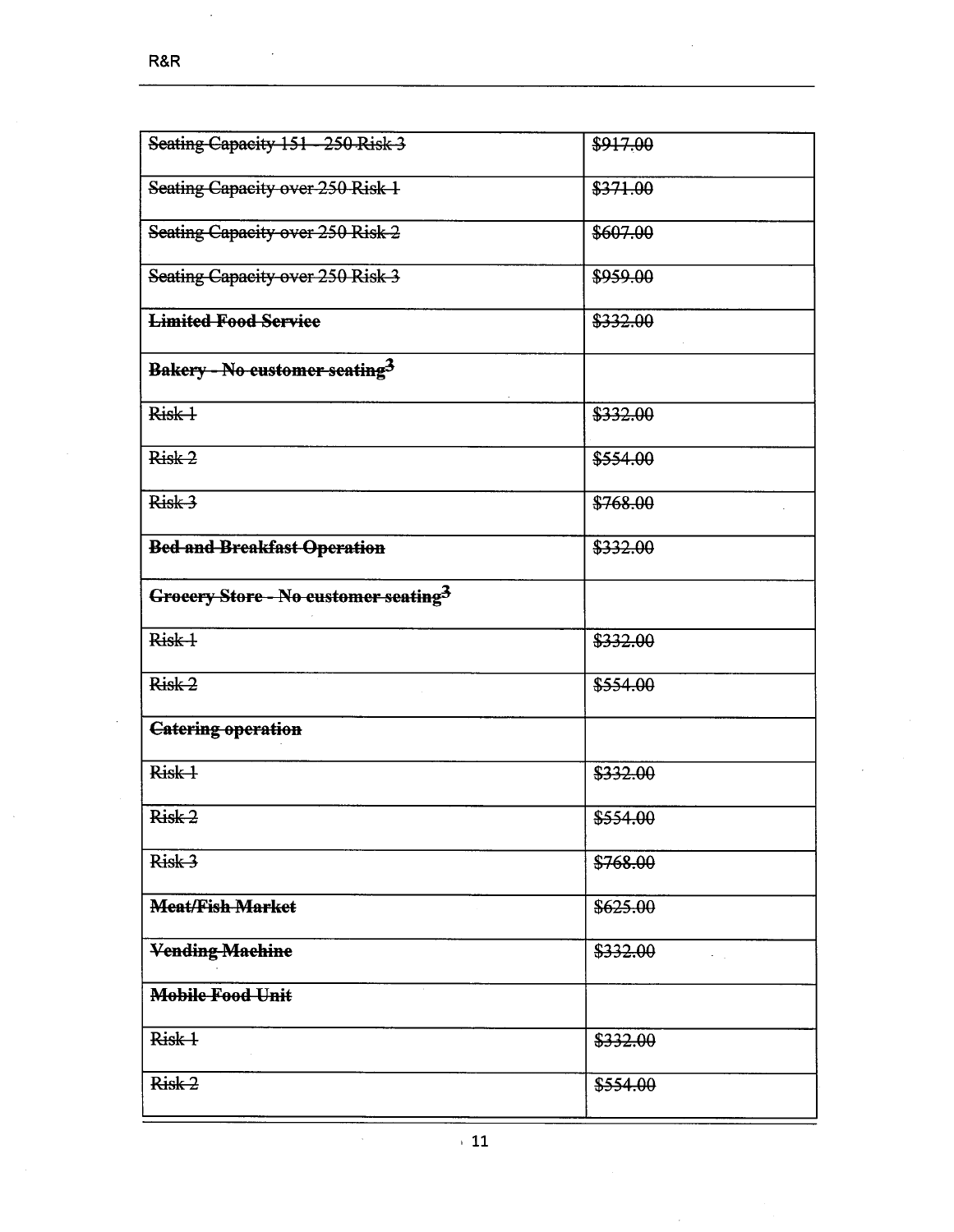| ~~Seating Capacity 151 - 250 Risk 3~~ | ~~$917.00~~ |
|---|---|
| ~~Seating Capacity over 250 Risk 1~~ | ~~$371.00~~ |
| ~~Seating Capacity over 250 Risk 2~~ | ~~$607.00~~ |
| ~~Seating Capacity over 250 Risk 3~~ | ~~$959.00~~ |
| ~~**Limited Food Service**~~ | ~~$332.00~~ |
| ~~**Bakery - No customer seating**~~[3] | |
| ~~Risk 1~~ | ~~$332.00~~ |
| ~~Risk 2~~ | ~~$554.00~~ |
| ~~Risk 3~~ | ~~$768.00~~ |
| ~~**Bed and Breakfast Operation**~~ | ~~$332.00~~ |
| ~~**Grocery Store - No customer seating**~~[3] | |
| ~~Risk 1~~ | ~~$332.00~~ |
| ~~Risk 2~~ | ~~$554.00~~ |
| ~~**Catering operation**~~ | |
| ~~Risk 1~~ | ~~$332.00~~ |
| ~~Risk 2~~ | ~~$554.00~~ |
| ~~Risk 3~~ | ~~$768.00~~ |
| ~~**Meat/Fish Market**~~ | ~~$625.00~~ |
| ~~**Vending Machine**~~ | ~~$332.00~~ |
| ~~**Mobile Food Unit**~~ | |
| ~~Risk 1~~ | ~~$332.00~~ |
| ~~Risk 2~~ | ~~$554.00~~ |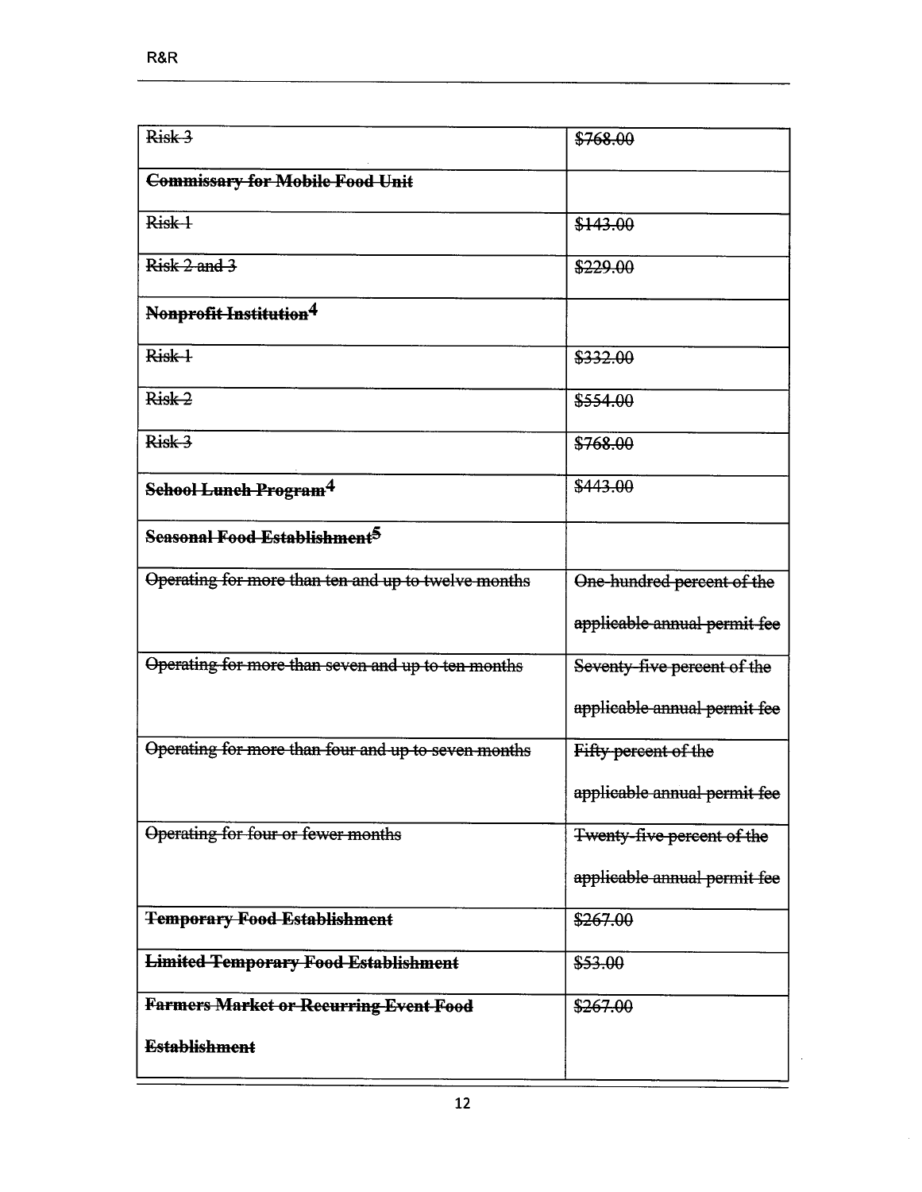| ~~Risk 3~~ | ~~$768.00~~ |
|---|---|
| ~~**Commissary for Mobile Food Unit**~~ | |
| ~~Risk 1~~ | ~~$143.00~~ |
| ~~Risk 2 and 3~~ | ~~$229.00~~ |
| ~~**Nonprofit Institution**~~[4] | |
| ~~Risk 1~~ | ~~$332.00~~ |
| ~~Risk 2~~ | ~~$554.00~~ |
| ~~Risk 3~~ | ~~$768.00~~ |
| ~~**School Lunch Program**~~[4] | ~~$443.00~~ |
| ~~**Seasonal Food Establishment**~~[5] | |
| ~~Operating for more than ten and up to twelve months~~ | ~~One-hundred percent of the applicable annual permit fee~~ |
| ~~Operating for more than seven and up to ten months~~ | ~~Seventy-five percent of the applicable annual permit fee~~ |
| ~~Operating for more than four and up to seven months~~ | ~~Fifty percent of the applicable annual permit fee~~ |
| ~~Operating for four or fewer months~~ | ~~Twenty-five percent of the applicable annual permit fee~~ |
| ~~**Temporary Food Establishment**~~ | ~~$267.00~~ |
| ~~**Limited Temporary Food Establishment**~~ | ~~$53.00~~ |
| ~~**Farmers Market or Recurring Event Food Establishment**~~ | ~~$267.00~~ |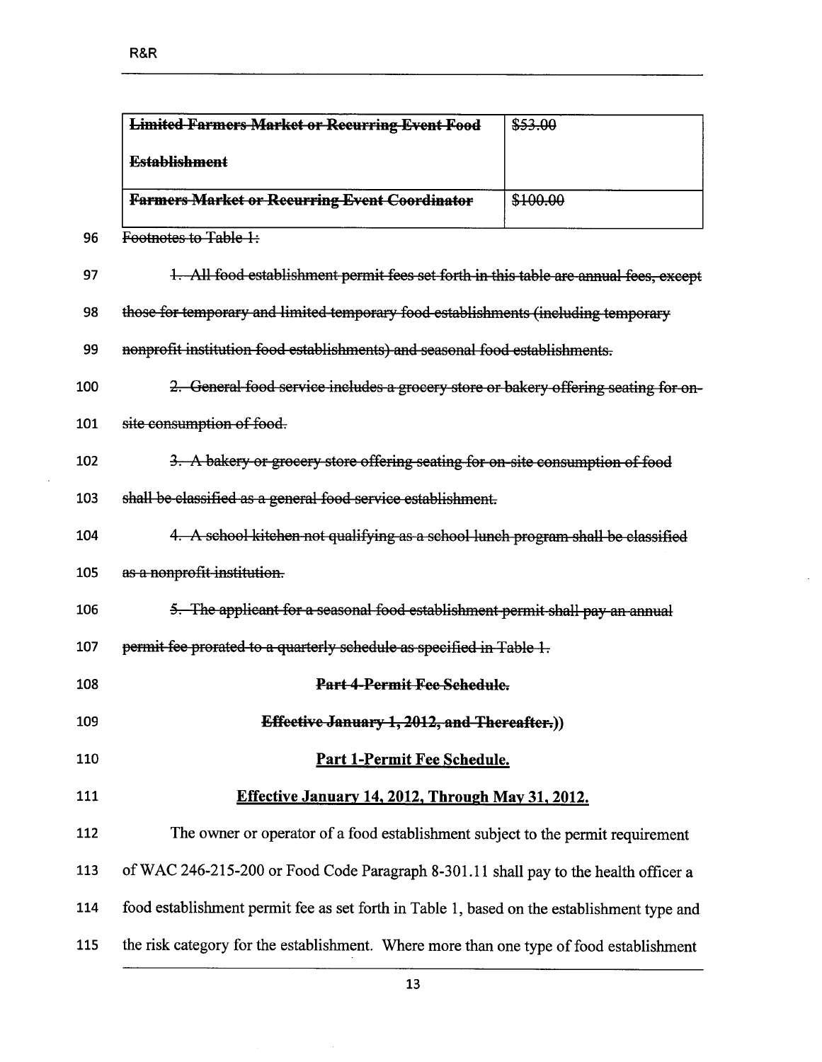| ~~Limited Farmers Market or Recurring Event Food Establishment~~ | ~~$53.00~~ |
|---|---|
| ~~Farmers Market or Recurring Event Coordinator~~ | ~~$100.00~~ |

96 ~~Footnotes to Table 1:~~

97 ~~1. All food establishment permit fees set forth in this table are annual fees, except~~

98 ~~those for temporary and limited temporary food establishments (including temporary~~

99 ~~nonprofit institution food establishments) and seasonal food establishments.~~

100 ~~2. General food service includes a grocery store or bakery offering seating for on-~~

101 ~~site consumption of food.~~

102 ~~3. A bakery or grocery store offering seating for on-site consumption of food~~

103 ~~shall be classified as a general food service establishment.~~

104 ~~4. A school kitchen not qualifying as a school lunch program shall be classified~~

105 ~~as a nonprofit institution.~~

106 ~~5. The applicant for a seasonal food establishment permit shall pay an annual~~

107 ~~permit fee prorated to a quarterly schedule as specified in Table 1.~~

108 **~~Part 4-Permit Fee Schedule.~~**

109 **~~Effective January 1, 2012, and Thereafter.~~))**

110 **<u>Part 1-Permit Fee Schedule.</u>**

111 **<u>Effective January 14, 2012, Through May 31, 2012.</u>**

112 The owner or operator of a food establishment subject to the permit requirement

113 of WAC 246-215-200 or Food Code Paragraph 8-301.11 shall pay to the health officer a

114 food establishment permit fee as set forth in Table 1, based on the establishment type and

115 the risk category for the establishment. Where more than one type of food establishment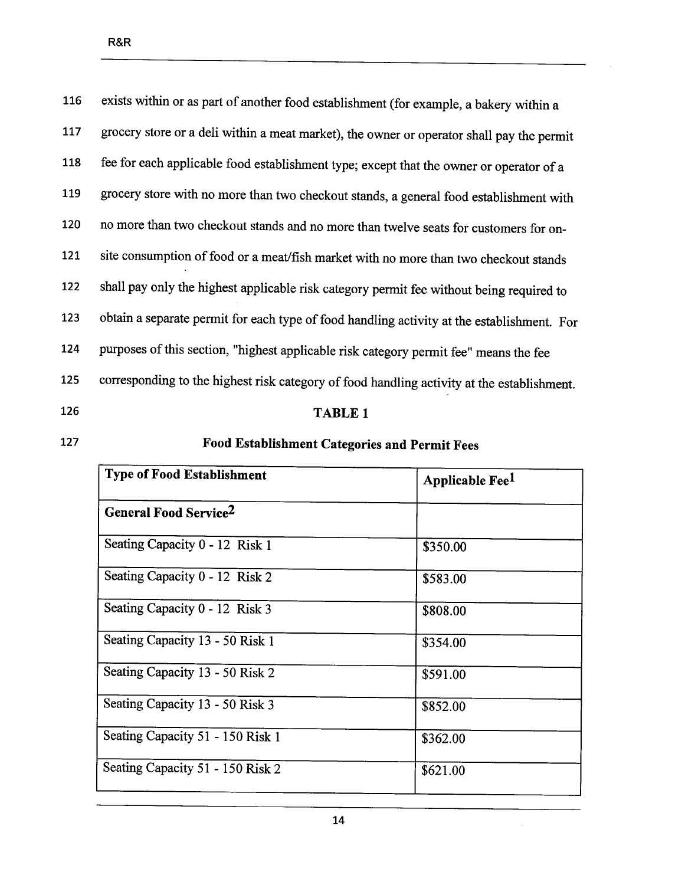exists within or as part of another food establishment (for example, a bakery within a grocery store or a deli within a meat market), the owner or operator shall pay the permit fee for each applicable food establishment type; except that the owner or operator of a grocery store with no more than two checkout stands, a general food establishment with no more than two checkout stands and no more than twelve seats for customers for on-site consumption of food or a meat/fish market with no more than two checkout stands shall pay only the highest applicable risk category permit fee without being required to obtain a separate permit for each type of food handling activity at the establishment. For purposes of this section, "highest applicable risk category permit fee" means the fee corresponding to the highest risk category of food handling activity at the establishment.

**TABLE 1**

**Food Establishment Categories and Permit Fees**

| **Type of Food Establishment** | **Applicable Fee**[1] |
|---|---|
| **General Food Service**[2] | |
| Seating Capacity 0 - 12 Risk 1 | $350.00 |
| Seating Capacity 0 - 12 Risk 2 | $583.00 |
| Seating Capacity 0 - 12 Risk 3 | $808.00 |
| Seating Capacity 13 - 50 Risk 1 | $354.00 |
| Seating Capacity 13 - 50 Risk 2 | $591.00 |
| Seating Capacity 13 - 50 Risk 3 | $852.00 |
| Seating Capacity 51 - 150 Risk 1 | $362.00 |
| Seating Capacity 51 - 150 Risk 2 | $621.00 |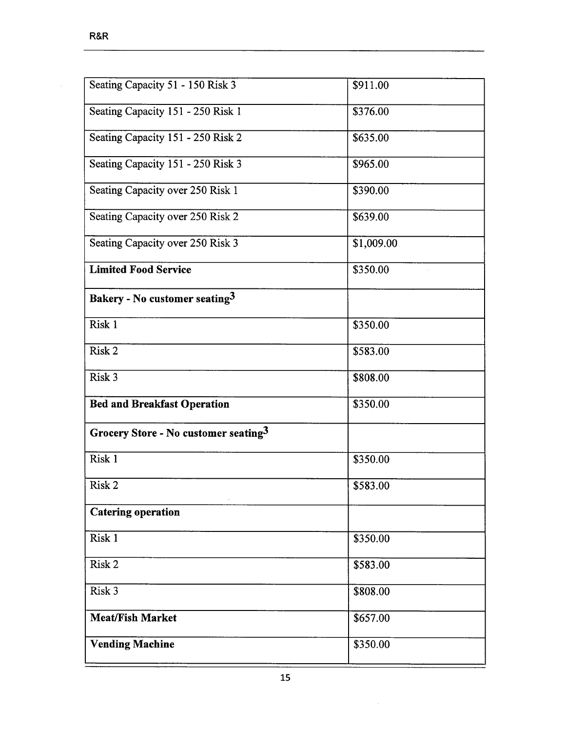| | |
|---|---|
| Seating Capacity 51 - 150 Risk 3 | $911.00 |
| Seating Capacity 151 - 250 Risk 1 | $376.00 |
| Seating Capacity 151 - 250 Risk 2 | $635.00 |
| Seating Capacity 151 - 250 Risk 3 | $965.00 |
| Seating Capacity over 250 Risk 1 | $390.00 |
| Seating Capacity over 250 Risk 2 | $639.00 |
| Seating Capacity over 250 Risk 3 | $1,009.00 |
| **Limited Food Service** | $350.00 |
| **Bakery - No customer seating**[3] | |
| Risk 1 | $350.00 |
| Risk 2 | $583.00 |
| Risk 3 | $808.00 |
| **Bed and Breakfast Operation** | $350.00 |
| **Grocery Store - No customer seating**[3] | |
| Risk 1 | $350.00 |
| Risk 2 | $583.00 |
| **Catering operation** | |
| Risk 1 | $350.00 |
| Risk 2 | $583.00 |
| Risk 3 | $808.00 |
| **Meat/Fish Market** | $657.00 |
| **Vending Machine** | $350.00 |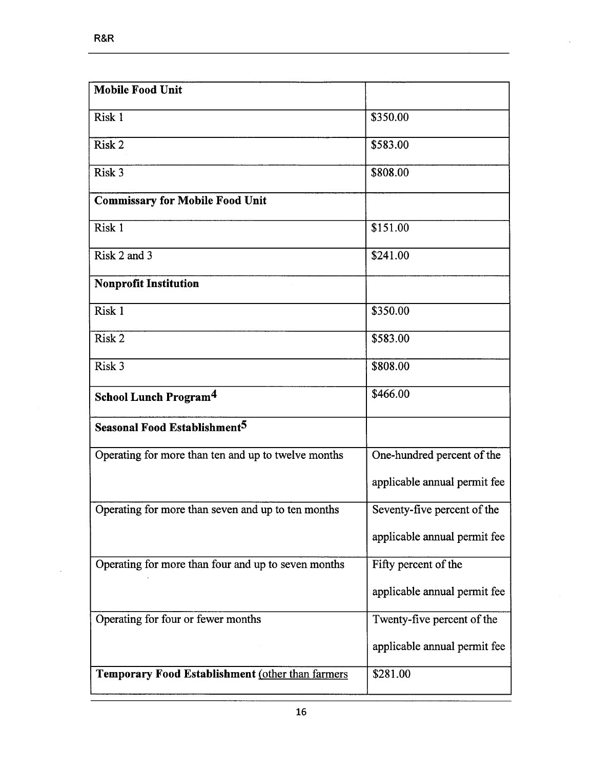| **Mobile Food Unit** | |
|---|---|
| Risk 1 | $350.00 |
| Risk 2 | $583.00 |
| Risk 3 | $808.00 |
| **Commissary for Mobile Food Unit** | |
| Risk 1 | $151.00 |
| Risk 2 and 3 | $241.00 |
| **Nonprofit Institution** | |
| Risk 1 | $350.00 |
| Risk 2 | $583.00 |
| Risk 3 | $808.00 |
| **School Lunch Program**[4] | $466.00 |
| **Seasonal Food Establishment**[5] | |
| Operating for more than ten and up to twelve months | One-hundred percent of the applicable annual permit fee |
| Operating for more than seven and up to ten months | Seventy-five percent of the applicable annual permit fee |
| Operating for more than four and up to seven months | Fifty percent of the applicable annual permit fee |
| Operating for four or fewer months | Twenty-five percent of the applicable annual permit fee |
| **Temporary Food Establishment** <u>(other than farmers</u> | $281.00 |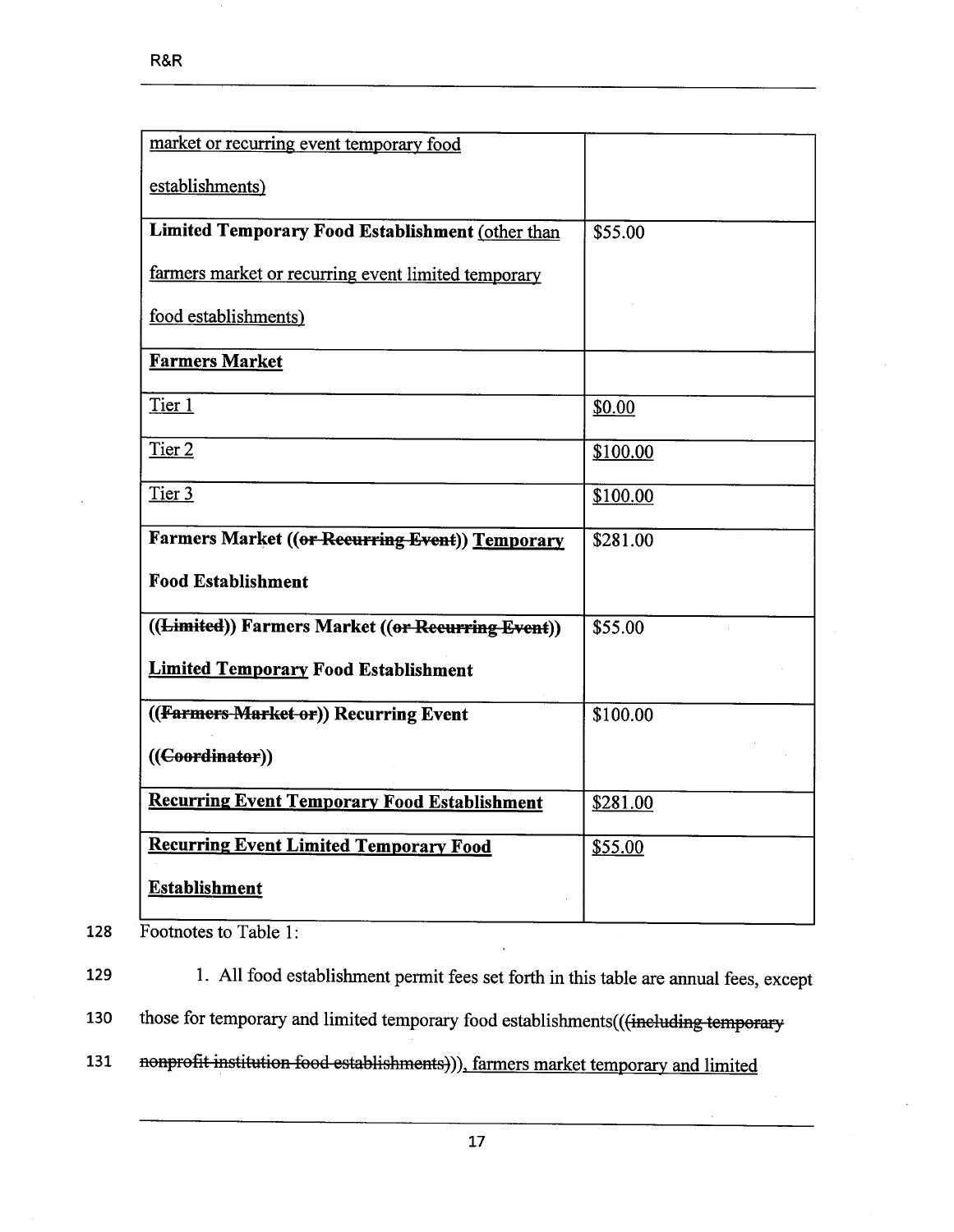| market or recurring event temporary food establishments) | |
|---|---|
| **Limited Temporary Food Establishment** (other than farmers market or recurring event limited temporary food establishments) | $55.00 |
| **Farmers Market** | |
| Tier 1 | $0.00 |
| Tier 2 | $100.00 |
| Tier 3 | $100.00 |
| **Farmers Market ((~~or Recurring Event~~)) Temporary Food Establishment** | $281.00 |
| **((~~Limited~~)) Farmers Market ((~~or Recurring Event~~)) Limited Temporary Food Establishment** | $55.00 |
| **((~~Farmers Market or~~)) Recurring Event ((~~Coordinator~~))** | $100.00 |
| **Recurring Event Temporary Food Establishment** | $281.00 |
| **Recurring Event Limited Temporary Food Establishment** | $55.00 |

128 Footnotes to Table 1:

129 1. All food establishment permit fees set forth in this table are annual fees, except

130 those for temporary and limited temporary food establishments(((~~including temporary~~

131 ~~nonprofit institution food establishments~~))), farmers market temporary and limited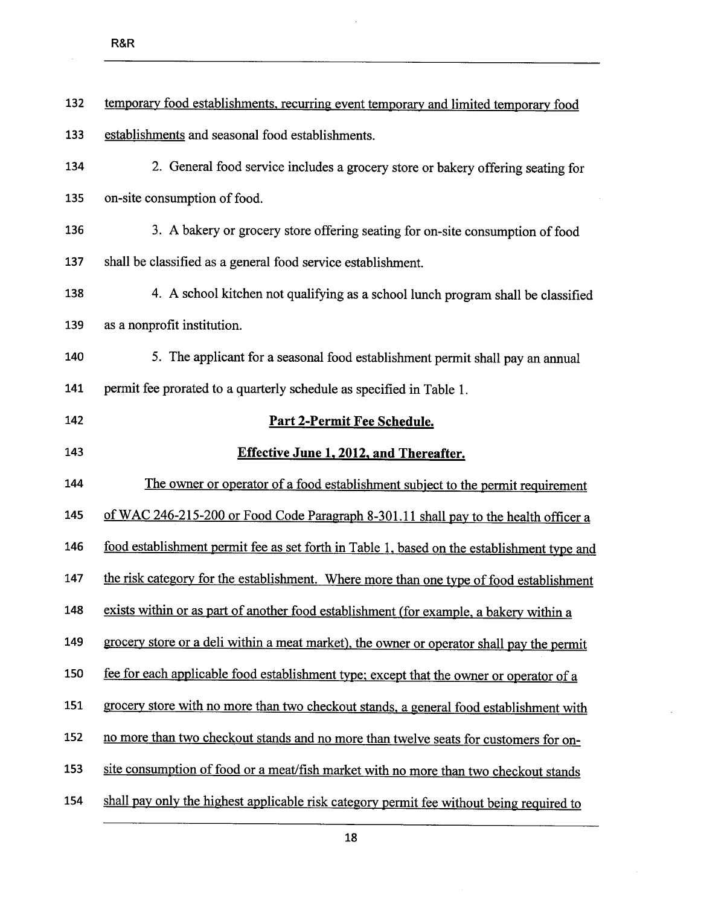temporary food establishments, recurring event temporary and limited temporary food establishments and seasonal food establishments.

2. General food service includes a grocery store or bakery offering seating for on-site consumption of food.

3. A bakery or grocery store offering seating for on-site consumption of food shall be classified as a general food service establishment.

4. A school kitchen not qualifying as a school lunch program shall be classified as a nonprofit institution.

5. The applicant for a seasonal food establishment permit shall pay an annual permit fee prorated to a quarterly schedule as specified in Table 1.

**Part 2-Permit Fee Schedule.**

**Effective June 1, 2012, and Thereafter.**

The owner or operator of a food establishment subject to the permit requirement of WAC 246-215-200 or Food Code Paragraph 8-301.11 shall pay to the health officer a food establishment permit fee as set forth in Table 1, based on the establishment type and the risk category for the establishment. Where more than one type of food establishment exists within or as part of another food establishment (for example, a bakery within a grocery store or a deli within a meat market), the owner or operator shall pay the permit fee for each applicable food establishment type; except that the owner or operator of a grocery store with no more than two checkout stands, a general food establishment with no more than two checkout stands and no more than twelve seats for customers for on-site consumption of food or a meat/fish market with no more than two checkout stands shall pay only the highest applicable risk category permit fee without being required to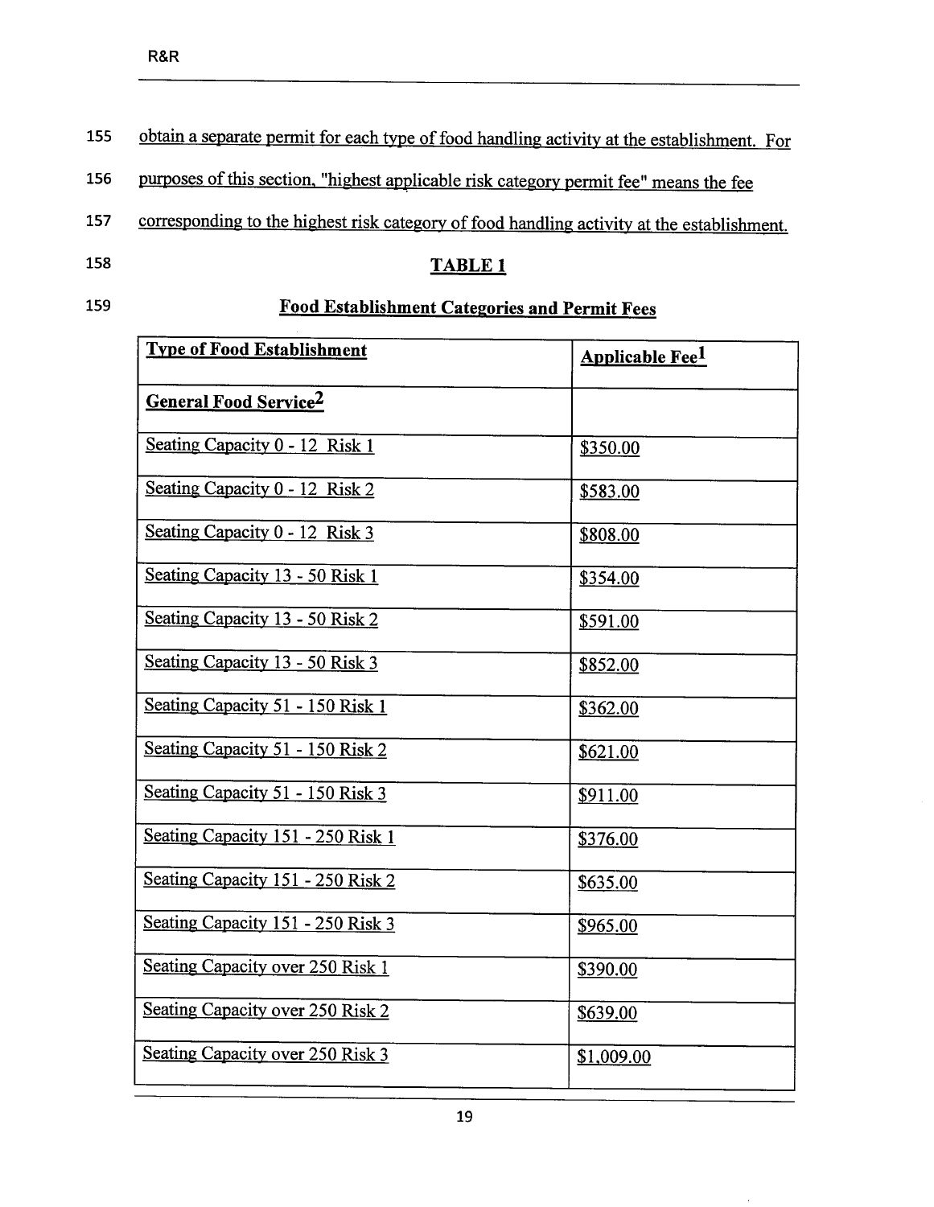155 obtain a separate permit for each type of food handling activity at the establishment. For

156 purposes of this section, "highest applicable risk category permit fee" means the fee

157 corresponding to the highest risk category of food handling activity at the establishment.

158 **TABLE 1**

159 **Food Establishment Categories and Permit Fees**

| Type of Food Establishment | Applicable Fee[1] |
|---|---|
| **General Food Service[2]** | |
| Seating Capacity 0 - 12 Risk 1 | $350.00 |
| Seating Capacity 0 - 12 Risk 2 | $583.00 |
| Seating Capacity 0 - 12 Risk 3 | $808.00 |
| Seating Capacity 13 - 50 Risk 1 | $354.00 |
| Seating Capacity 13 - 50 Risk 2 | $591.00 |
| Seating Capacity 13 - 50 Risk 3 | $852.00 |
| Seating Capacity 51 - 150 Risk 1 | $362.00 |
| Seating Capacity 51 - 150 Risk 2 | $621.00 |
| Seating Capacity 51 - 150 Risk 3 | $911.00 |
| Seating Capacity 151 - 250 Risk 1 | $376.00 |
| Seating Capacity 151 - 250 Risk 2 | $635.00 |
| Seating Capacity 151 - 250 Risk 3 | $965.00 |
| Seating Capacity over 250 Risk 1 | $390.00 |
| Seating Capacity over 250 Risk 2 | $639.00 |
| Seating Capacity over 250 Risk 3 | $1,009.00 |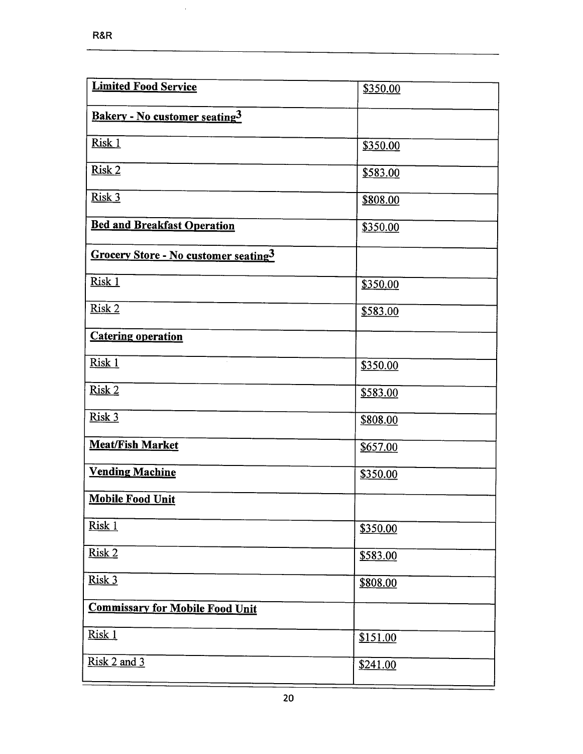| **Limited Food Service** | $350.00 |
| --- | --- |
| **Bakery - No customer seating[3]** | |
| Risk 1 | $350.00 |
| Risk 2 | $583.00 |
| Risk 3 | $808.00 |
| **Bed and Breakfast Operation** | $350.00 |
| **Grocery Store - No customer seating[3]** | |
| Risk 1 | $350.00 |
| Risk 2 | $583.00 |
| **Catering operation** | |
| Risk 1 | $350.00 |
| Risk 2 | $583.00 |
| Risk 3 | $808.00 |
| **Meat/Fish Market** | $657.00 |
| **Vending Machine** | $350.00 |
| **Mobile Food Unit** | |
| Risk 1 | $350.00 |
| Risk 2 | $583.00 |
| Risk 3 | $808.00 |
| **Commissary for Mobile Food Unit** | |
| Risk 1 | $151.00 |
| Risk 2 and 3 | $241.00 |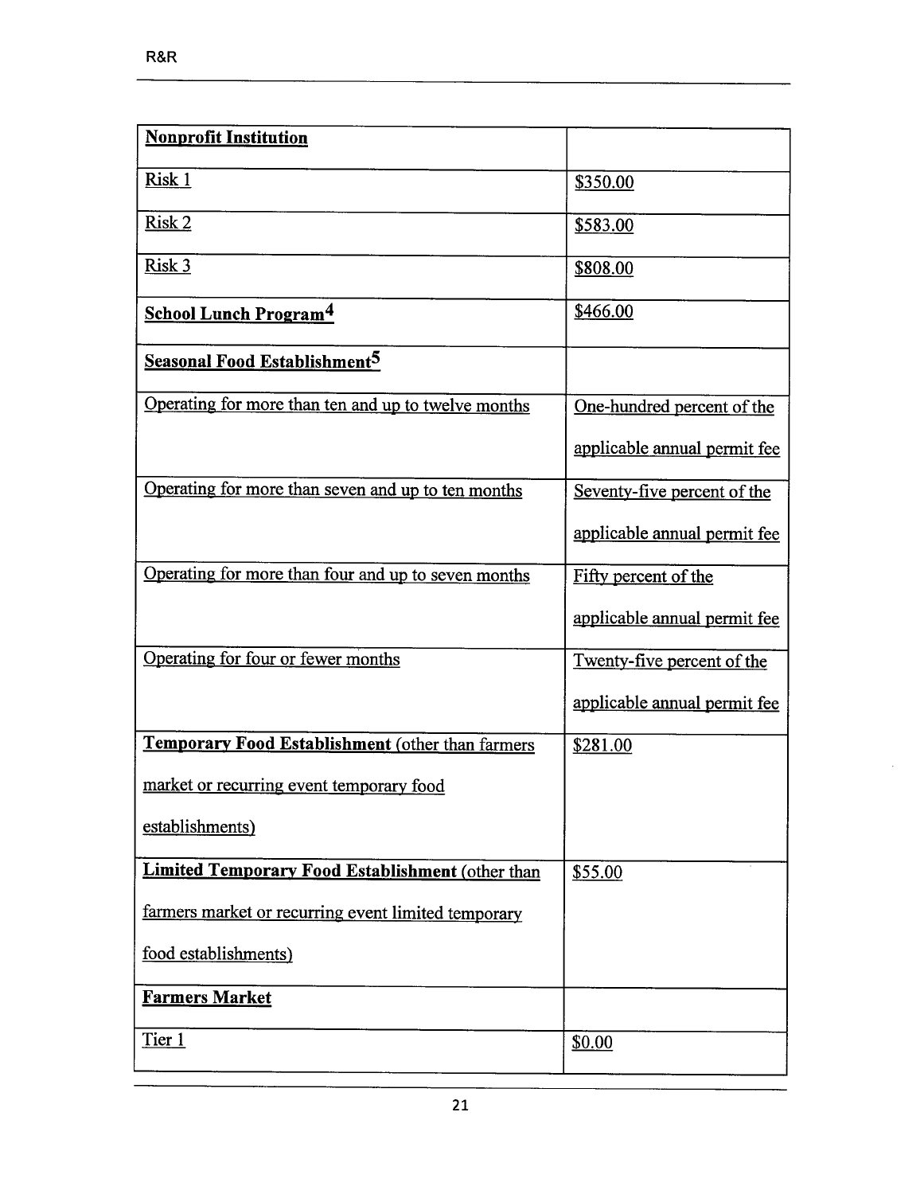| **Nonprofit Institution** | |
|---|---|
| Risk 1 | $350.00 |
| Risk 2 | $583.00 |
| Risk 3 | $808.00 |
| **School Lunch Program**[4] | $466.00 |
| **Seasonal Food Establishment**[5] | |
| Operating for more than ten and up to twelve months | One-hundred percent of the applicable annual permit fee |
| Operating for more than seven and up to ten months | Seventy-five percent of the applicable annual permit fee |
| Operating for more than four and up to seven months | Fifty percent of the applicable annual permit fee |
| Operating for four or fewer months | Twenty-five percent of the applicable annual permit fee |
| **Temporary Food Establishment** (other than farmers market or recurring event temporary food establishments) | $281.00 |
| **Limited Temporary Food Establishment** (other than farmers market or recurring event limited temporary food establishments) | $55.00 |
| **Farmers Market** | |
| Tier 1 | $0.00 |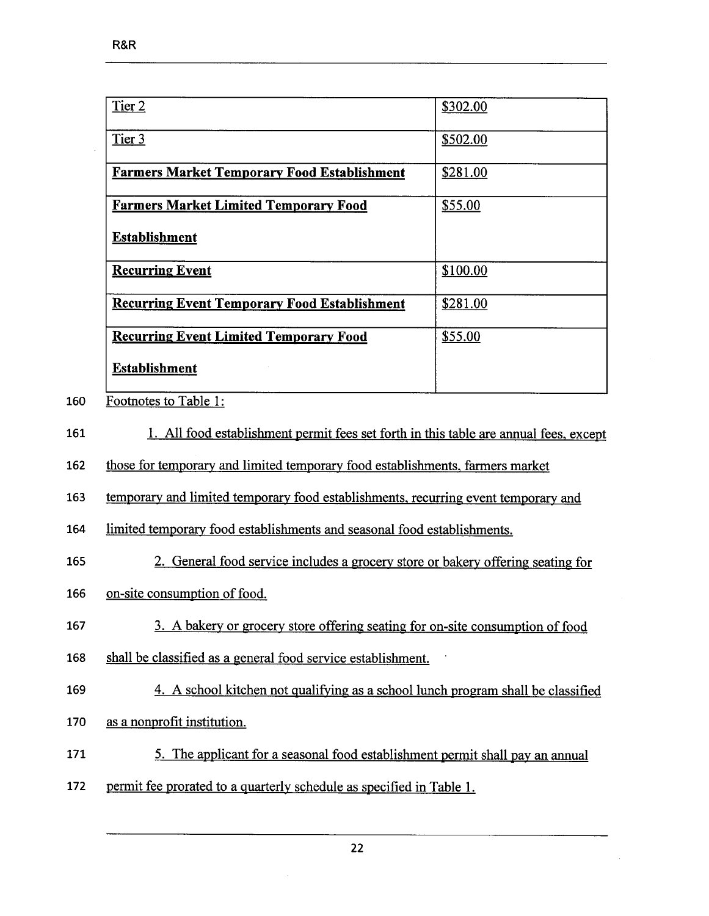| Tier 2 | $302.00 |
|---|---|
| Tier 3 | $502.00 |
| **Farmers Market Temporary Food Establishment** | $281.00 |
| **Farmers Market Limited Temporary Food Establishment** | $55.00 |
| **Recurring Event** | $100.00 |
| **Recurring Event Temporary Food Establishment** | $281.00 |
| **Recurring Event Limited Temporary Food Establishment** | $55.00 |

160 Footnotes to Table 1:

161 1. All food establishment permit fees set forth in this table are annual fees, except
162 those for temporary and limited temporary food establishments, farmers market
163 temporary and limited temporary food establishments, recurring event temporary and
164 limited temporary food establishments and seasonal food establishments.

165 2. General food service includes a grocery store or bakery offering seating for
166 on-site consumption of food.

167 3. A bakery or grocery store offering seating for on-site consumption of food
168 shall be classified as a general food service establishment.

169 4. A school kitchen not qualifying as a school lunch program shall be classified
170 as a nonprofit institution.

171 5. The applicant for a seasonal food establishment permit shall pay an annual
172 permit fee prorated to a quarterly schedule as specified in Table 1.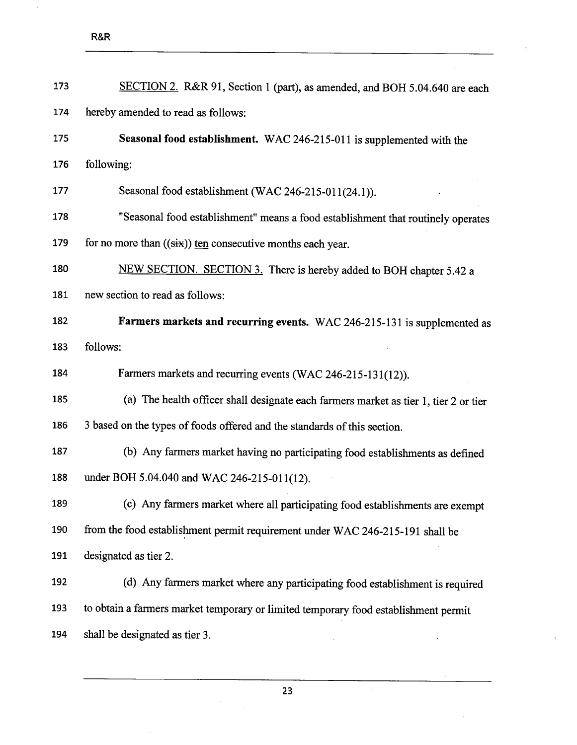SECTION 2. R&R 91, Section 1 (part), as amended, and BOH 5.04.640 are each hereby amended to read as follows:

**Seasonal food establishment.** WAC 246-215-011 is supplemented with the following:

Seasonal food establishment (WAC 246-215-011(24.1)).

"Seasonal food establishment" means a food establishment that routinely operates for no more than ((~~six~~)) ten consecutive months each year.

NEW SECTION. SECTION 3. There is hereby added to BOH chapter 5.42 a new section to read as follows:

**Farmers markets and recurring events.** WAC 246-215-131 is supplemented as follows:

Farmers markets and recurring events (WAC 246-215-131(12)).

(a) The health officer shall designate each farmers market as tier 1, tier 2 or tier 3 based on the types of foods offered and the standards of this section.

(b) Any farmers market having no participating food establishments as defined under BOH 5.04.040 and WAC 246-215-011(12).

(c) Any farmers market where all participating food establishments are exempt from the food establishment permit requirement under WAC 246-215-191 shall be designated as tier 2.

(d) Any farmers market where any participating food establishment is required to obtain a farmers market temporary or limited temporary food establishment permit shall be designated as tier 3.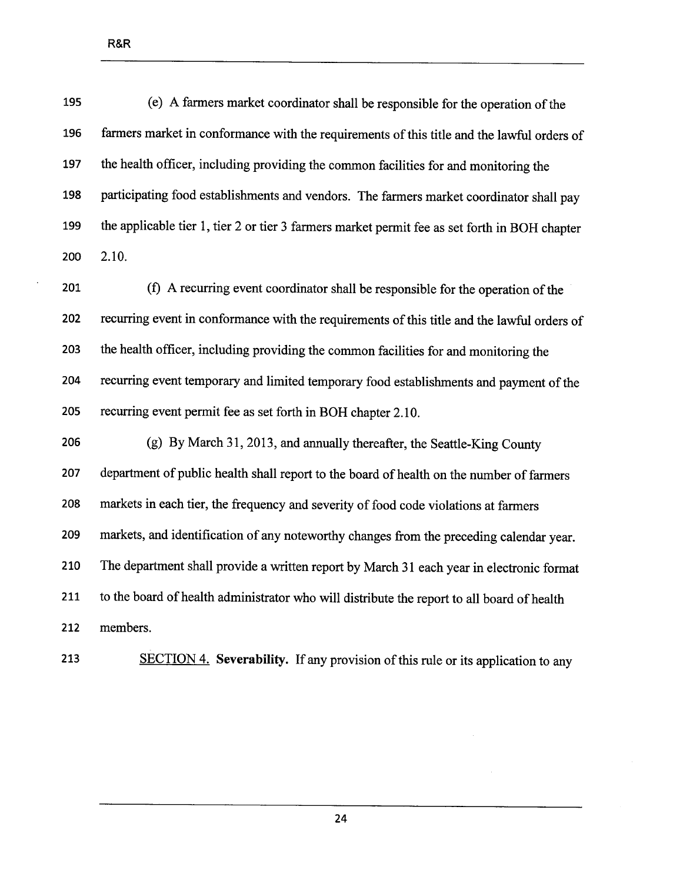(e) A farmers market coordinator shall be responsible for the operation of the farmers market in conformance with the requirements of this title and the lawful orders of the health officer, including providing the common facilities for and monitoring the participating food establishments and vendors. The farmers market coordinator shall pay the applicable tier 1, tier 2 or tier 3 farmers market permit fee as set forth in BOH chapter 2.10.

(f) A recurring event coordinator shall be responsible for the operation of the recurring event in conformance with the requirements of this title and the lawful orders of the health officer, including providing the common facilities for and monitoring the recurring event temporary and limited temporary food establishments and payment of the recurring event permit fee as set forth in BOH chapter 2.10.

(g) By March 31, 2013, and annually thereafter, the Seattle-King County department of public health shall report to the board of health on the number of farmers markets in each tier, the frequency and severity of food code violations at farmers markets, and identification of any noteworthy changes from the preceding calendar year. The department shall provide a written report by March 31 each year in electronic format to the board of health administrator who will distribute the report to all board of health members.

SECTION 4. **Severability.** If any provision of this rule or its application to any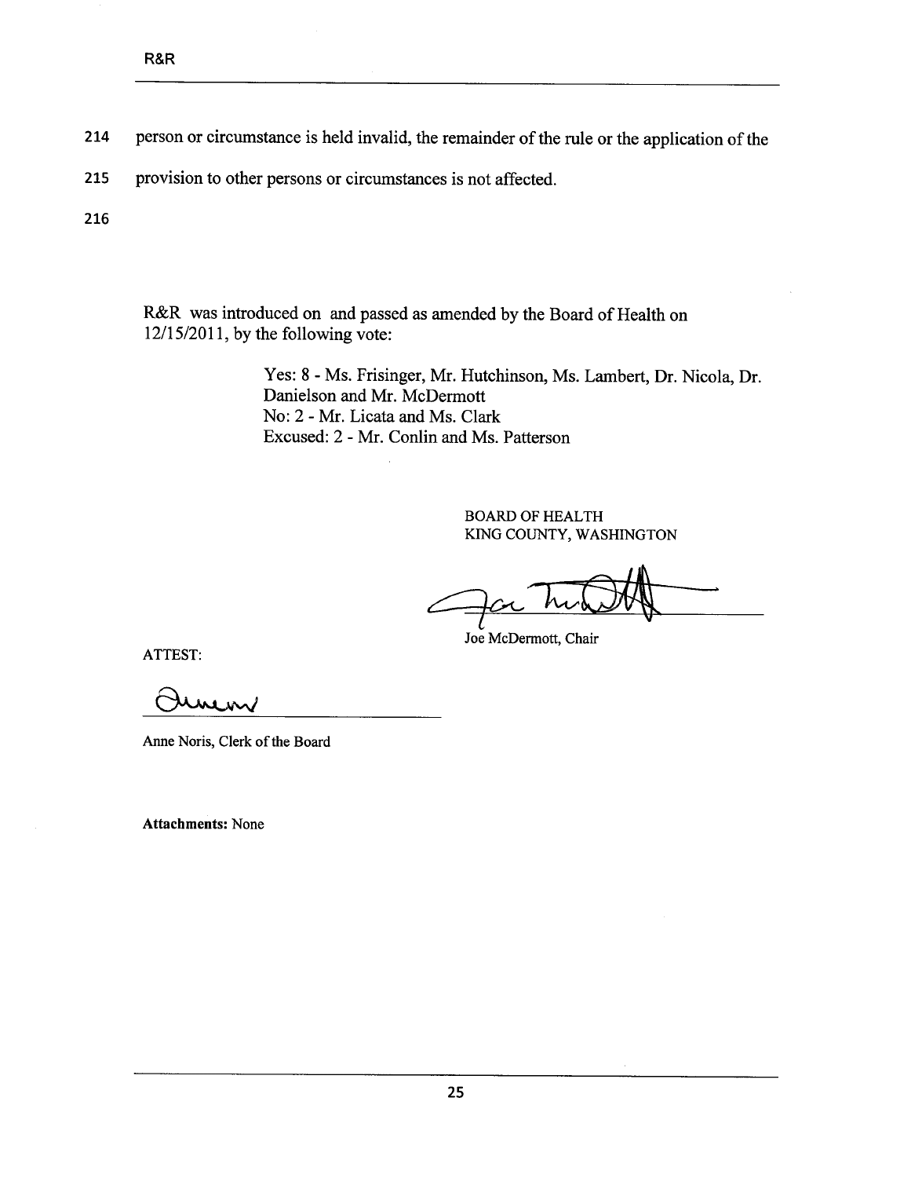214 person or circumstance is held invalid, the remainder of the rule or the application of the

215 provision to other persons or circumstances is not affected.

216

R&R was introduced on and passed as amended by the Board of Health on 12/15/2011, by the following vote:

Yes: 8 - Ms. Frisinger, Mr. Hutchinson, Ms. Lambert, Dr. Nicola, Dr. Danielson and Mr. McDermott
No: 2 - Mr. Licata and Ms. Clark
Excused: 2 - Mr. Conlin and Ms. Patterson

BOARD OF HEALTH
KING COUNTY, WASHINGTON

Joe McDermott, Chair

ATTEST:

Anne Noris, Clerk of the Board

**Attachments:** None